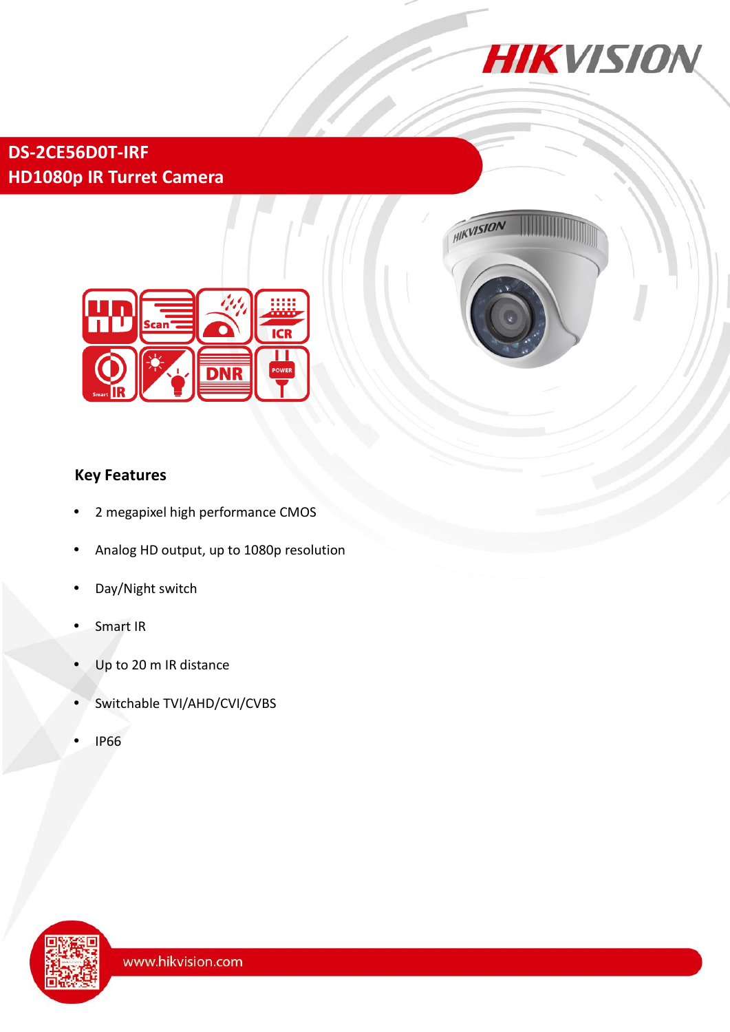# DS-2CE56D0T-IRF
## HD1080p IR Turret Camera

### Key Features

- 2 megapixel high performance CMOS
- Analog HD output, up to 1080p resolution
- Day/Night switch
- Smart IR
- Up to 20 m IR distance
- Switchable TVI/AHD/CVI/CVBS
- IP66

www.hikvision.com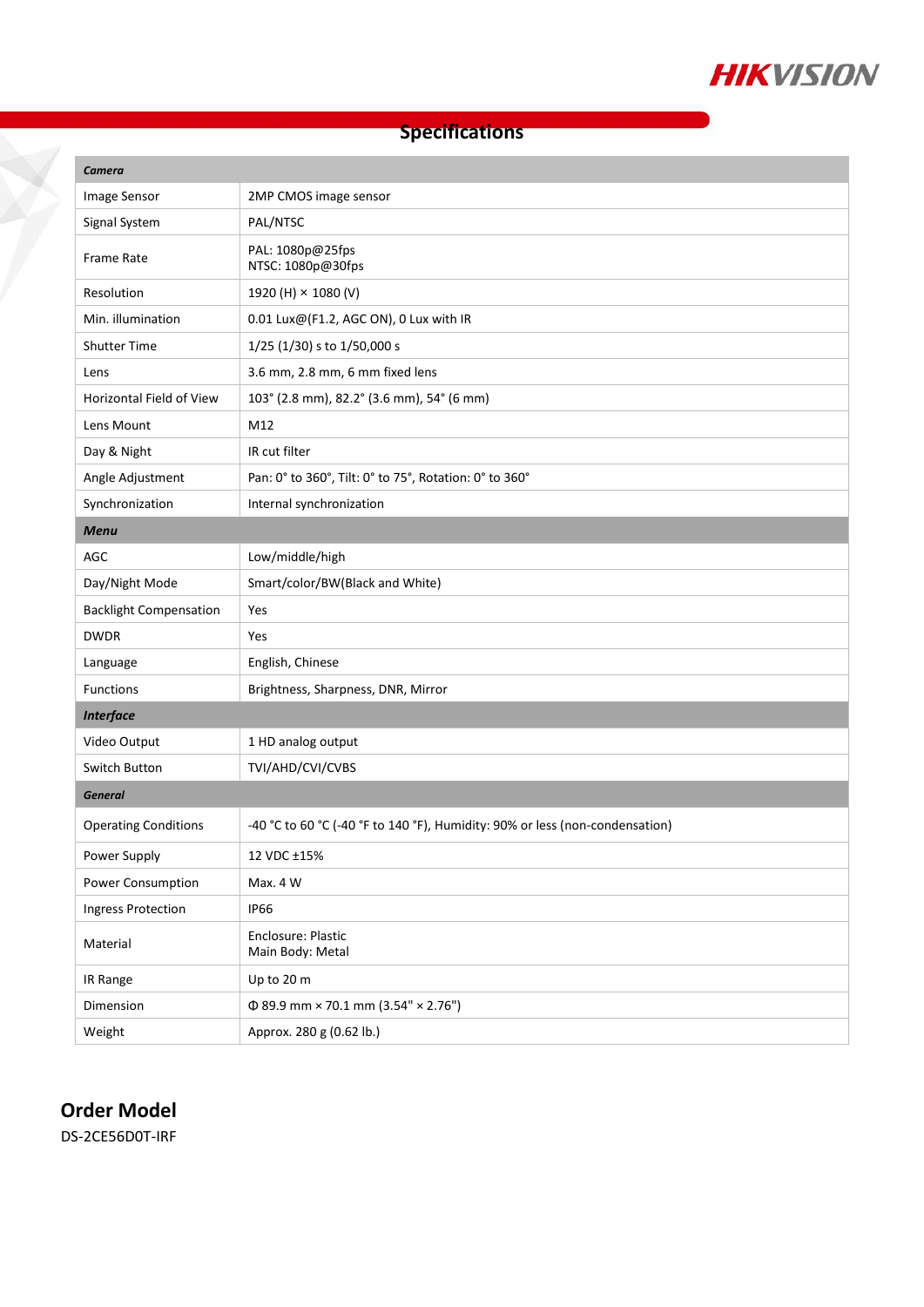## Specifications

| **Camera** | |
|---|---|
| Image Sensor | 2MP CMOS image sensor |
| Signal System | PAL/NTSC |
| Frame Rate | PAL: 1080p@25fps<br>NTSC: 1080p@30fps |
| Resolution | 1920 (H) × 1080 (V) |
| Min. illumination | 0.01 Lux@(F1.2, AGC ON), 0 Lux with IR |
| Shutter Time | 1/25 (1/30) s to 1/50,000 s |
| Lens | 3.6 mm, 2.8 mm, 6 mm fixed lens |
| Horizontal Field of View | 103° (2.8 mm), 82.2° (3.6 mm), 54° (6 mm) |
| Lens Mount | M12 |
| Day & Night | IR cut filter |
| Angle Adjustment | Pan: 0° to 360°, Tilt: 0° to 75°, Rotation: 0° to 360° |
| Synchronization | Internal synchronization |
| **Menu** | |
| AGC | Low/middle/high |
| Day/Night Mode | Smart/color/BW(Black and White) |
| Backlight Compensation | Yes |
| DWDR | Yes |
| Language | English, Chinese |
| Functions | Brightness, Sharpness, DNR, Mirror |
| **Interface** | |
| Video Output | 1 HD analog output |
| Switch Button | TVI/AHD/CVI/CVBS |
| **General** | |
| Operating Conditions | -40 °C to 60 °C (-40 °F to 140 °F), Humidity: 90% or less (non-condensation) |
| Power Supply | 12 VDC ±15% |
| Power Consumption | Max. 4 W |
| Ingress Protection | IP66 |
| Material | Enclosure: Plastic<br>Main Body: Metal |
| IR Range | Up to 20 m |
| Dimension | Φ 89.9 mm × 70.1 mm (3.54" × 2.76") |
| Weight | Approx. 280 g (0.62 lb.) |

## Order Model

DS-2CE56D0T-IRF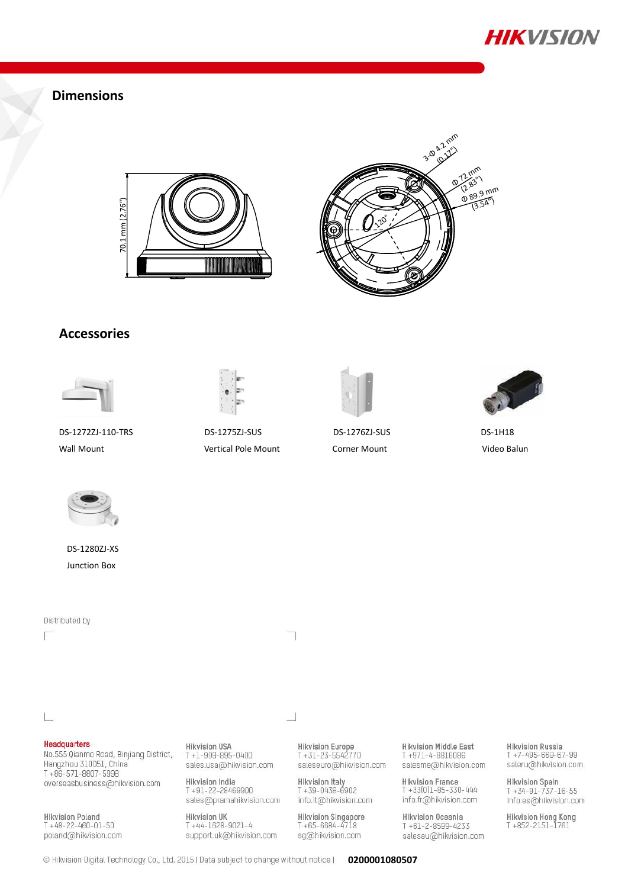## Dimensions

70.1 mm (2.76")

3-Φ 4.2 mm (0.17")

Φ 72 mm (2.83")

Φ 89.9 mm (3.54")

120°

## Accessories

DS-1272ZJ-110-TRS

Wall Mount

DS-1275ZJ-SUS

Vertical Pole Mount

DS-1276ZJ-SUS

Corner Mount

DS-1H18

Video Balun

DS-1280ZJ-XS

Junction Box

Distributed by

**Headquarters**
No.555 Qianmo Road, Binjiang District, Hangzhou 310051, China
T +86-571-8807-5998
overseasbusiness@hikvision.com

**Hikvision Poland**
T +48-22-460-01-50
poland@hikvision.com

**Hikvision USA**
T +1-909-895-0400
sales.usa@hikvision.com

**Hikvision India**
T +91-22-28469900
sales@pramahikvision.com

**Hikvision UK**
T +44-1628-9021-4
support.uk@hikvision.com

**Hikvision Europe**
T +31-23-5542770
saleseuro@hikvision.com

**Hikvision Italy**
T +39-0438-6902
info.it@hikvision.com

**Hikvision Singapore**
T +65-6684-4718
sg@hikvision.com

**Hikvision Middle East**
T +971-4-8816086
salesme@hikvision.com

**Hikvision France**
T +33(0)1-85-330-444
info.fr@hikvision.com

**Hikvision Oceania**
T +61-2-8599-4233
salesau@hikvision.com

**Hikvision Russia**
T +7-495-669-67-99
saleru@hikvision.com

**Hikvision Spain**
T +34-91-737-16-55
info.es@hikvision.com

**Hikvision Hong Kong**
T +852-2151-1761

© Hikvision Digital Technology Co., Ltd. 2015 | Data subject to change without notice | **0200001080507**